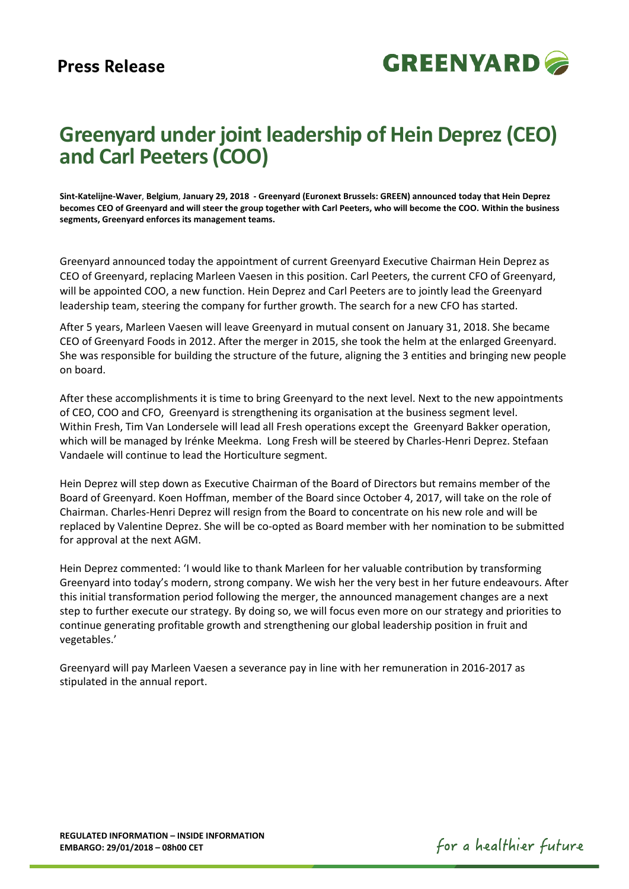**Press Release**

**GREENYARD**

# Greenyard under joint leadership of Hein Deprez (CEO) and Carl Peeters (COO)

**Sint-Katelijne-Waver, Belgium, January 29, 2018 - Greenyard (Euronext Brussels: GREEN) announced today that Hein Deprez becomes CEO of Greenyard and will steer the group together with Carl Peeters, who will become the COO. Within the business segments, Greenyard enforces its management teams.**

Greenyard announced today the appointment of current Greenyard Executive Chairman Hein Deprez as CEO of Greenyard, replacing Marleen Vaesen in this position. Carl Peeters, the current CFO of Greenyard, will be appointed COO, a new function. Hein Deprez and Carl Peeters are to jointly lead the Greenyard leadership team, steering the company for further growth. The search for a new CFO has started.

After 5 years, Marleen Vaesen will leave Greenyard in mutual consent on January 31, 2018. She became CEO of Greenyard Foods in 2012. After the merger in 2015, she took the helm at the enlarged Greenyard. She was responsible for building the structure of the future, aligning the 3 entities and bringing new people on board.

After these accomplishments it is time to bring Greenyard to the next level. Next to the new appointments of CEO, COO and CFO, Greenyard is strengthening its organisation at the business segment level. Within Fresh, Tim Van Londersele will lead all Fresh operations except the Greenyard Bakker operation, which will be managed by Irénke Meekma. Long Fresh will be steered by Charles-Henri Deprez. Stefaan Vandaele will continue to lead the Horticulture segment.

Hein Deprez will step down as Executive Chairman of the Board of Directors but remains member of the Board of Greenyard. Koen Hoffman, member of the Board since October 4, 2017, will take on the role of Chairman. Charles-Henri Deprez will resign from the Board to concentrate on his new role and will be replaced by Valentine Deprez. She will be co-opted as Board member with her nomination to be submitted for approval at the next AGM.

Hein Deprez commented: 'I would like to thank Marleen for her valuable contribution by transforming Greenyard into today's modern, strong company. We wish her the very best in her future endeavours. After this initial transformation period following the merger, the announced management changes are a next step to further execute our strategy. By doing so, we will focus even more on our strategy and priorities to continue generating profitable growth and strengthening our global leadership position in fruit and vegetables.'

Greenyard will pay Marleen Vaesen a severance pay in line with her remuneration in 2016-2017 as stipulated in the annual report.

**REGULATED INFORMATION – INSIDE INFORMATION**
**EMBARGO: 29/01/2018 – 08h00 CET**

*for a healthier future*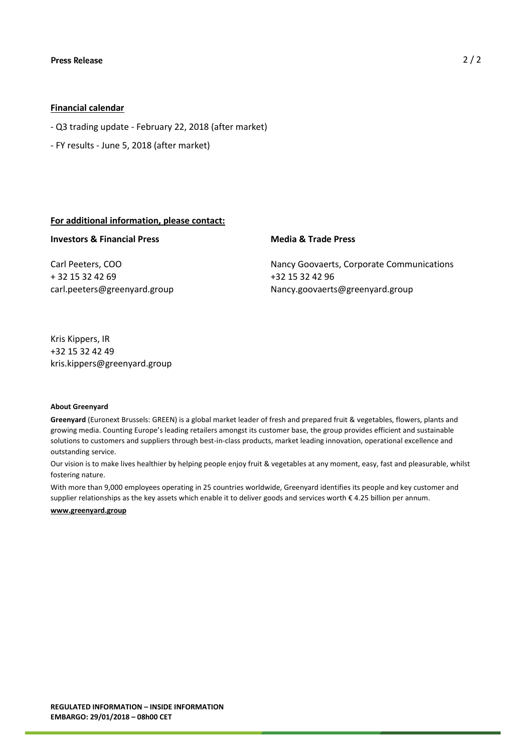**Financial calendar**

- Q3 trading update - February 22, 2018 (after market)
- FY results - June 5, 2018 (after market)

**For additional information, please contact:**

**Investors & Financial Press**

Carl Peeters, COO
+ 32 15 32 42 69
carl.peeters@greenyard.group

**Media & Trade Press**

Nancy Goovaerts, Corporate Communications
+32 15 32 42 96
Nancy.goovaerts@greenyard.group

Kris Kippers, IR
+32 15 32 42 49
kris.kippers@greenyard.group

**About Greenyard**

**Greenyard** (Euronext Brussels: GREEN) is a global market leader of fresh and prepared fruit & vegetables, flowers, plants and growing media. Counting Europe's leading retailers amongst its customer base, the group provides efficient and sustainable solutions to customers and suppliers through best-in-class products, market leading innovation, operational excellence and outstanding service.

Our vision is to make lives healthier by helping people enjoy fruit & vegetables at any moment, easy, fast and pleasurable, whilst fostering nature.

With more than 9,000 employees operating in 25 countries worldwide, Greenyard identifies its people and key customer and supplier relationships as the key assets which enable it to deliver goods and services worth € 4.25 billion per annum.

**www.greenyard.group**

**REGULATED INFORMATION – INSIDE INFORMATION**
**EMBARGO: 29/01/2018 – 08h00 CET**